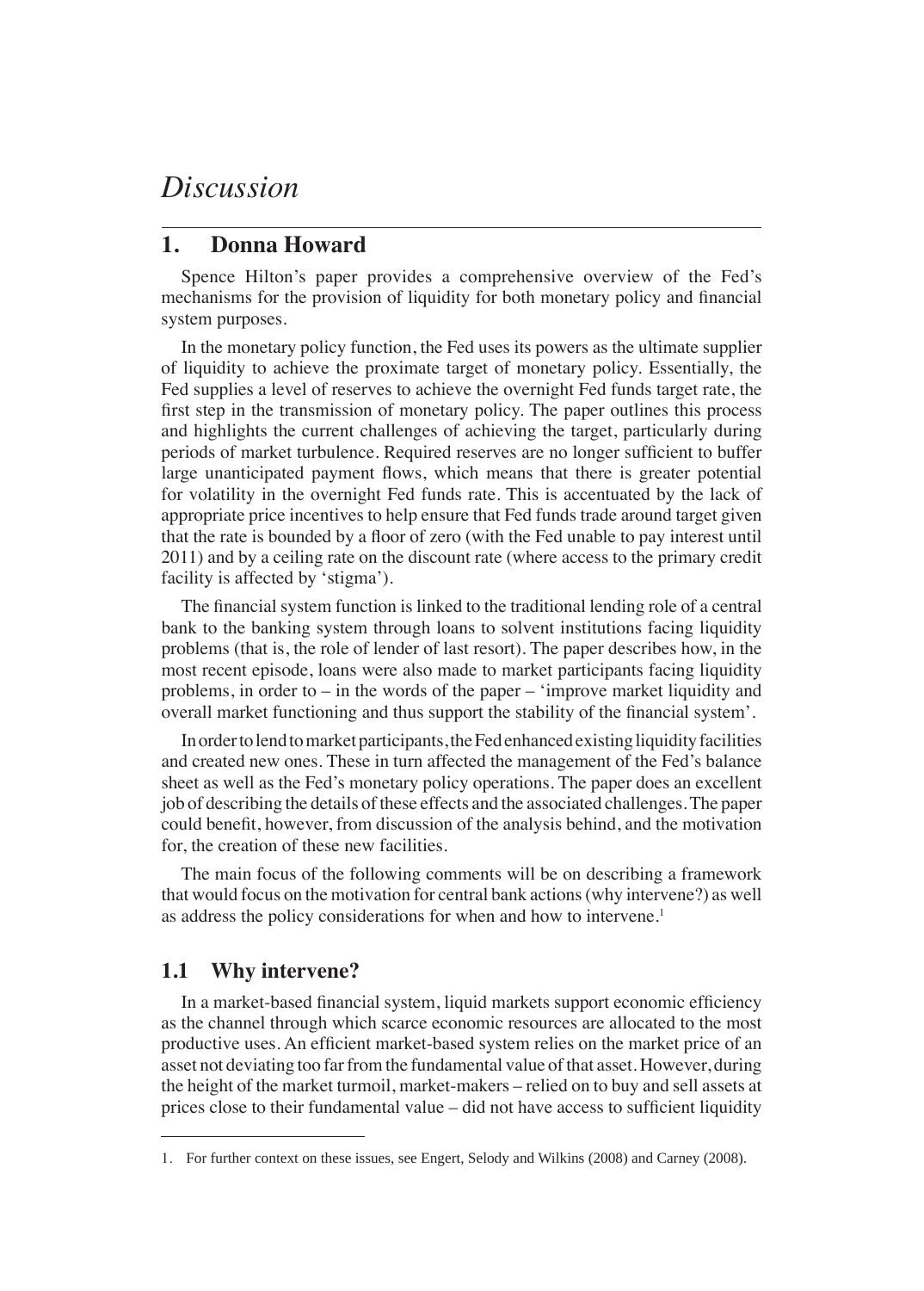# *Discussion*

## 1. Donna Howard

Spence Hilton's paper provides a comprehensive overview of the Fed's mechanisms for the provision of liquidity for both monetary policy and financial system purposes.

In the monetary policy function, the Fed uses its powers as the ultimate supplier of liquidity to achieve the proximate target of monetary policy. Essentially, the Fed supplies a level of reserves to achieve the overnight Fed funds target rate, the first step in the transmission of monetary policy. The paper outlines this process and highlights the current challenges of achieving the target, particularly during periods of market turbulence. Required reserves are no longer sufficient to buffer large unanticipated payment flows, which means that there is greater potential for volatility in the overnight Fed funds rate. This is accentuated by the lack of appropriate price incentives to help ensure that Fed funds trade around target given that the rate is bounded by a floor of zero (with the Fed unable to pay interest until 2011) and by a ceiling rate on the discount rate (where access to the primary credit facility is affected by 'stigma').

The financial system function is linked to the traditional lending role of a central bank to the banking system through loans to solvent institutions facing liquidity problems (that is, the role of lender of last resort). The paper describes how, in the most recent episode, loans were also made to market participants facing liquidity problems, in order to – in the words of the paper – 'improve market liquidity and overall market functioning and thus support the stability of the financial system'.

In order to lend to market participants, the Fed enhanced existing liquidity facilities and created new ones. These in turn affected the management of the Fed's balance sheet as well as the Fed's monetary policy operations. The paper does an excellent job of describing the details of these effects and the associated challenges. The paper could benefit, however, from discussion of the analysis behind, and the motivation for, the creation of these new facilities.

The main focus of the following comments will be on describing a framework that would focus on the motivation for central bank actions (why intervene?) as well as address the policy considerations for when and how to intervene.[1]

### 1.1 Why intervene?

In a market-based financial system, liquid markets support economic efficiency as the channel through which scarce economic resources are allocated to the most productive uses. An efficient market-based system relies on the market price of an asset not deviating too far from the fundamental value of that asset. However, during the height of the market turmoil, market-makers – relied on to buy and sell assets at prices close to their fundamental value – did not have access to sufficient liquidity

1. For further context on these issues, see Engert, Selody and Wilkins (2008) and Carney (2008).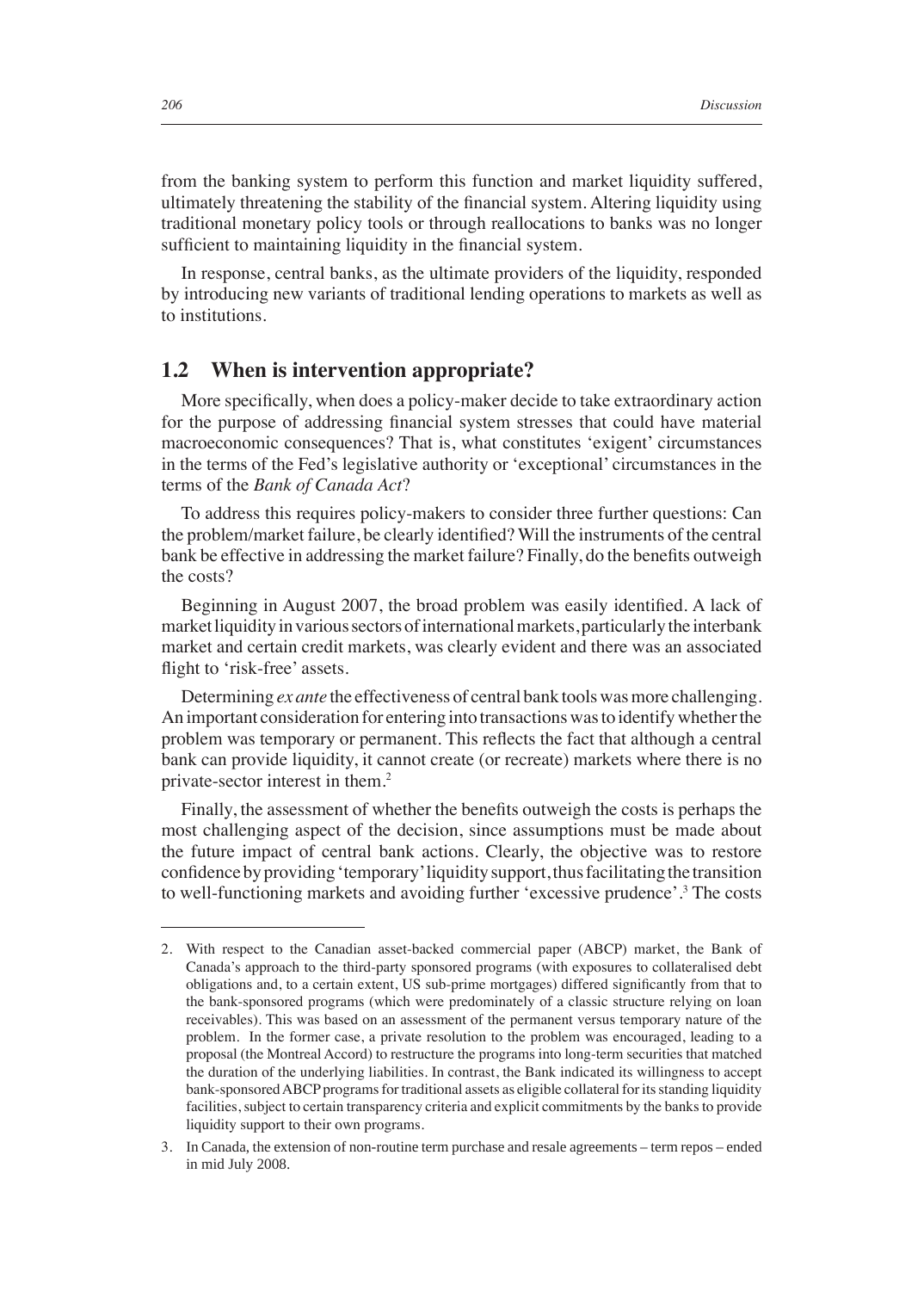from the banking system to perform this function and market liquidity suffered, ultimately threatening the stability of the financial system. Altering liquidity using traditional monetary policy tools or through reallocations to banks was no longer sufficient to maintaining liquidity in the financial system.

In response, central banks, as the ultimate providers of the liquidity, responded by introducing new variants of traditional lending operations to markets as well as to institutions.

## 1.2 When is intervention appropriate?

More specifically, when does a policy-maker decide to take extraordinary action for the purpose of addressing financial system stresses that could have material macroeconomic consequences? That is, what constitutes 'exigent' circumstances in the terms of the Fed's legislative authority or 'exceptional' circumstances in the terms of the *Bank of Canada Act*?

To address this requires policy-makers to consider three further questions: Can the problem/market failure, be clearly identified? Will the instruments of the central bank be effective in addressing the market failure? Finally, do the benefits outweigh the costs?

Beginning in August 2007, the broad problem was easily identified. A lack of market liquidity in various sectors of international markets, particularly the interbank market and certain credit markets, was clearly evident and there was an associated flight to 'risk-free' assets.

Determining *ex ante* the effectiveness of central bank tools was more challenging. An important consideration for entering into transactions was to identify whether the problem was temporary or permanent. This reflects the fact that although a central bank can provide liquidity, it cannot create (or recreate) markets where there is no private-sector interest in them.[2]

Finally, the assessment of whether the benefits outweigh the costs is perhaps the most challenging aspect of the decision, since assumptions must be made about the future impact of central bank actions. Clearly, the objective was to restore confidence by providing 'temporary' liquidity support, thus facilitating the transition to well-functioning markets and avoiding further 'excessive prudence'.[3] The costs

---

2. With respect to the Canadian asset-backed commercial paper (ABCP) market, the Bank of Canada's approach to the third-party sponsored programs (with exposures to collateralised debt obligations and, to a certain extent, US sub-prime mortgages) differed significantly from that to the bank-sponsored programs (which were predominately of a classic structure relying on loan receivables). This was based on an assessment of the permanent versus temporary nature of the problem. In the former case, a private resolution to the problem was encouraged, leading to a proposal (the Montreal Accord) to restructure the programs into long-term securities that matched the duration of the underlying liabilities. In contrast, the Bank indicated its willingness to accept bank-sponsored ABCP programs for traditional assets as eligible collateral for its standing liquidity facilities, subject to certain transparency criteria and explicit commitments by the banks to provide liquidity support to their own programs.

3. In Canada, the extension of non-routine term purchase and resale agreements – term repos – ended in mid July 2008.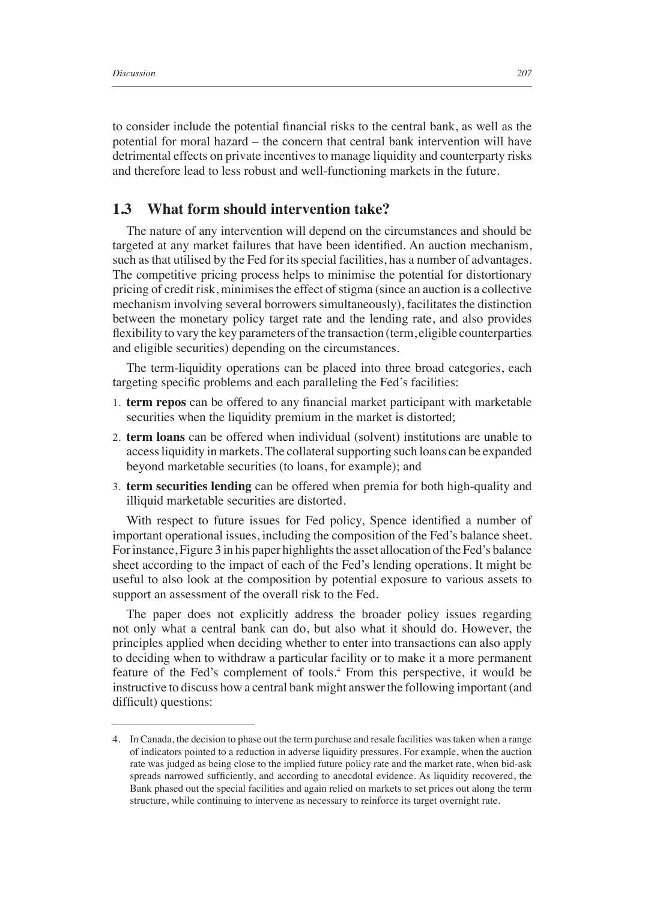to consider include the potential financial risks to the central bank, as well as the potential for moral hazard – the concern that central bank intervention will have detrimental effects on private incentives to manage liquidity and counterparty risks and therefore lead to less robust and well-functioning markets in the future.

## 1.3 What form should intervention take?

The nature of any intervention will depend on the circumstances and should be targeted at any market failures that have been identified. An auction mechanism, such as that utilised by the Fed for its special facilities, has a number of advantages. The competitive pricing process helps to minimise the potential for distortionary pricing of credit risk, minimises the effect of stigma (since an auction is a collective mechanism involving several borrowers simultaneously), facilitates the distinction between the monetary policy target rate and the lending rate, and also provides flexibility to vary the key parameters of the transaction (term, eligible counterparties and eligible securities) depending on the circumstances.

The term-liquidity operations can be placed into three broad categories, each targeting specific problems and each paralleling the Fed's facilities:

1. **term repos** can be offered to any financial market participant with marketable securities when the liquidity premium in the market is distorted;
2. **term loans** can be offered when individual (solvent) institutions are unable to access liquidity in markets. The collateral supporting such loans can be expanded beyond marketable securities (to loans, for example); and
3. **term securities lending** can be offered when premia for both high-quality and illiquid marketable securities are distorted.

With respect to future issues for Fed policy, Spence identified a number of important operational issues, including the composition of the Fed's balance sheet. For instance, Figure 3 in his paper highlights the asset allocation of the Fed's balance sheet according to the impact of each of the Fed's lending operations. It might be useful to also look at the composition by potential exposure to various assets to support an assessment of the overall risk to the Fed.

The paper does not explicitly address the broader policy issues regarding not only what a central bank can do, but also what it should do. However, the principles applied when deciding whether to enter into transactions can also apply to deciding when to withdraw a particular facility or to make it a more permanent feature of the Fed's complement of tools.[4] From this perspective, it would be instructive to discuss how a central bank might answer the following important (and difficult) questions:

---

4. In Canada, the decision to phase out the term purchase and resale facilities was taken when a range of indicators pointed to a reduction in adverse liquidity pressures. For example, when the auction rate was judged as being close to the implied future policy rate and the market rate, when bid-ask spreads narrowed sufficiently, and according to anecdotal evidence. As liquidity recovered, the Bank phased out the special facilities and again relied on markets to set prices out along the term structure, while continuing to intervene as necessary to reinforce its target overnight rate.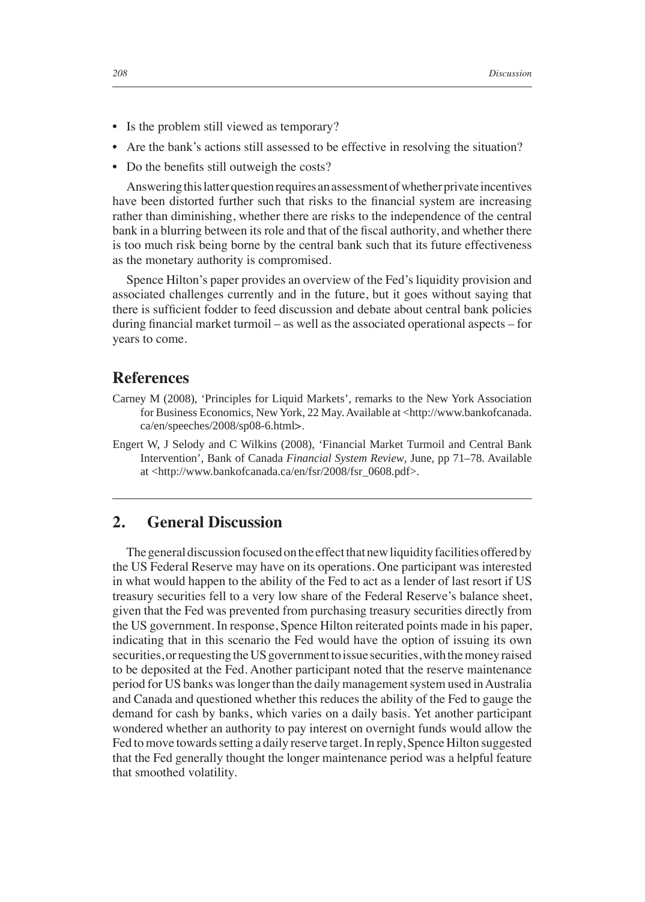- Is the problem still viewed as temporary?
- Are the bank's actions still assessed to be effective in resolving the situation?
- Do the benefits still outweigh the costs?

Answering this latter question requires an assessment of whether private incentives have been distorted further such that risks to the financial system are increasing rather than diminishing, whether there are risks to the independence of the central bank in a blurring between its role and that of the fiscal authority, and whether there is too much risk being borne by the central bank such that its future effectiveness as the monetary authority is compromised.

Spence Hilton's paper provides an overview of the Fed's liquidity provision and associated challenges currently and in the future, but it goes without saying that there is sufficient fodder to feed discussion and debate about central bank policies during financial market turmoil – as well as the associated operational aspects – for years to come.

## References

Carney M (2008), 'Principles for Liquid Markets', remarks to the New York Association for Business Economics, New York, 22 May. Available at <http://www.bankofcanada.ca/en/speeches/2008/sp08-6.html>.

Engert W, J Selody and C Wilkins (2008), 'Financial Market Turmoil and Central Bank Intervention', Bank of Canada *Financial System Review*, June, pp 71–78. Available at <http://www.bankofcanada.ca/en/fsr/2008/fsr_0608.pdf>.

## 2. General Discussion

The general discussion focused on the effect that new liquidity facilities offered by the US Federal Reserve may have on its operations. One participant was interested in what would happen to the ability of the Fed to act as a lender of last resort if US treasury securities fell to a very low share of the Federal Reserve's balance sheet, given that the Fed was prevented from purchasing treasury securities directly from the US government. In response, Spence Hilton reiterated points made in his paper, indicating that in this scenario the Fed would have the option of issuing its own securities, or requesting the US government to issue securities, with the money raised to be deposited at the Fed. Another participant noted that the reserve maintenance period for US banks was longer than the daily management system used in Australia and Canada and questioned whether this reduces the ability of the Fed to gauge the demand for cash by banks, which varies on a daily basis. Yet another participant wondered whether an authority to pay interest on overnight funds would allow the Fed to move towards setting a daily reserve target. In reply, Spence Hilton suggested that the Fed generally thought the longer maintenance period was a helpful feature that smoothed volatility.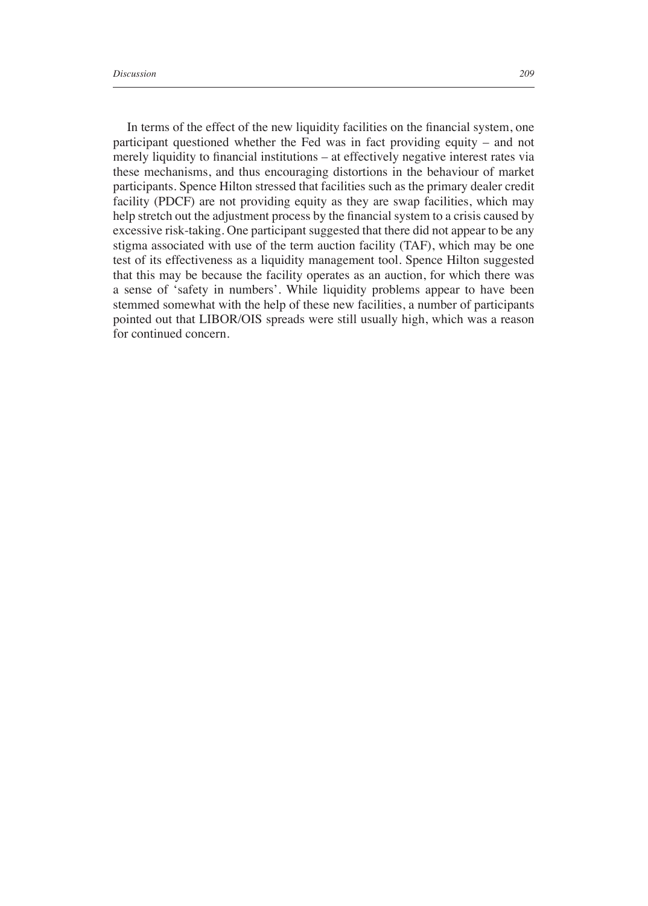In terms of the effect of the new liquidity facilities on the financial system, one participant questioned whether the Fed was in fact providing equity – and not merely liquidity to financial institutions – at effectively negative interest rates via these mechanisms, and thus encouraging distortions in the behaviour of market participants. Spence Hilton stressed that facilities such as the primary dealer credit facility (PDCF) are not providing equity as they are swap facilities, which may help stretch out the adjustment process by the financial system to a crisis caused by excessive risk-taking. One participant suggested that there did not appear to be any stigma associated with use of the term auction facility (TAF), which may be one test of its effectiveness as a liquidity management tool. Spence Hilton suggested that this may be because the facility operates as an auction, for which there was a sense of 'safety in numbers'. While liquidity problems appear to have been stemmed somewhat with the help of these new facilities, a number of participants pointed out that LIBOR/OIS spreads were still usually high, which was a reason for continued concern.